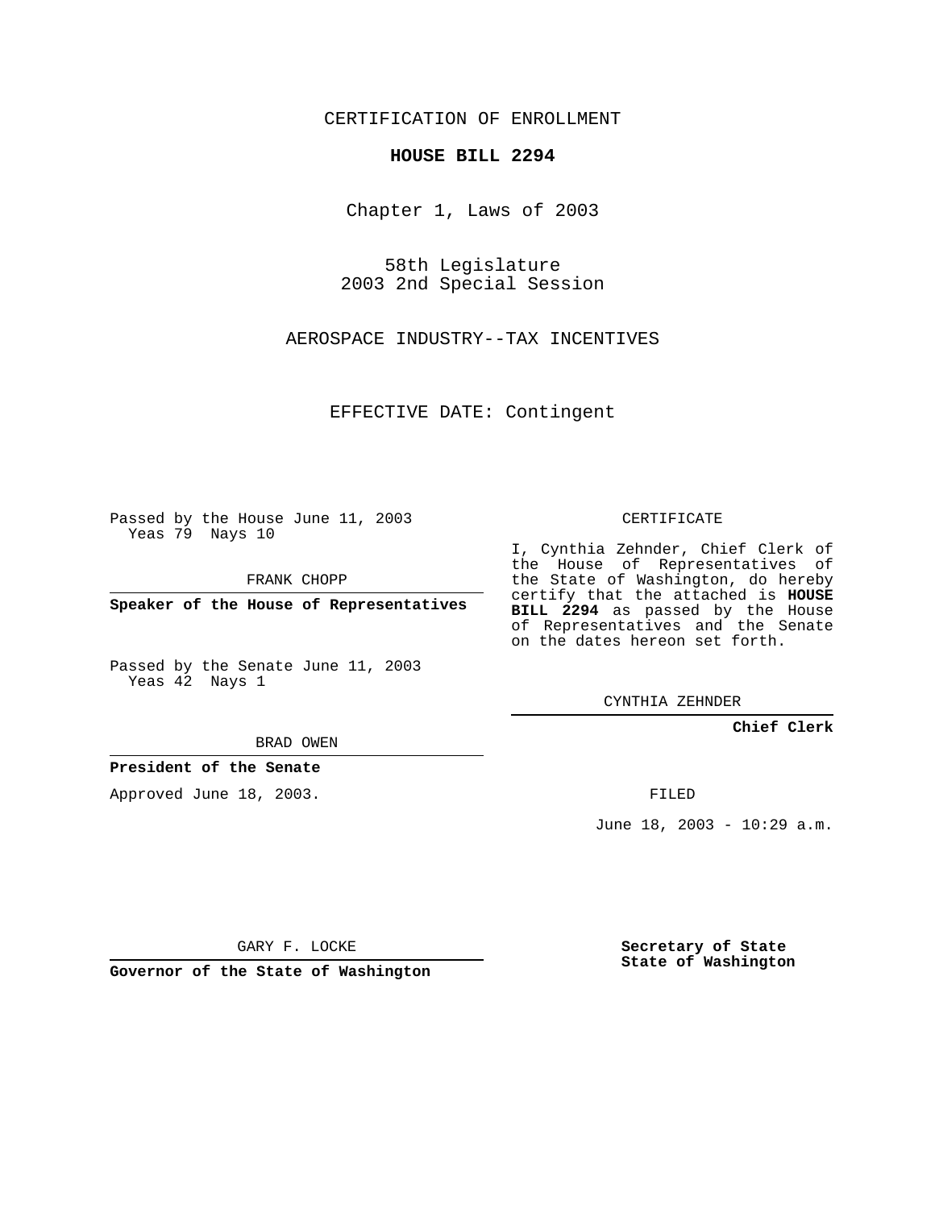CERTIFICATION OF ENROLLMENT

**HOUSE BILL 2294**

Chapter 1, Laws of 2003

58th Legislature
2003 2nd Special Session

AEROSPACE INDUSTRY--TAX INCENTIVES

EFFECTIVE DATE: Contingent

Passed by the House June 11, 2003
Yeas 79 Nays 10

FRANK CHOPP

**Speaker of the House of Representatives**

Passed by the Senate June 11, 2003
Yeas 42 Nays 1

BRAD OWEN

**President of the Senate**

Approved June 18, 2003.

GARY F. LOCKE

**Governor of the State of Washington**

CERTIFICATE

I, Cynthia Zehnder, Chief Clerk of the House of Representatives of the State of Washington, do hereby certify that the attached is **HOUSE BILL 2294** as passed by the House of Representatives and the Senate on the dates hereon set forth.

CYNTHIA ZEHNDER

**Chief Clerk**

FILED

June 18, 2003 - 10:29 a.m.

**Secretary of State**
**State of Washington**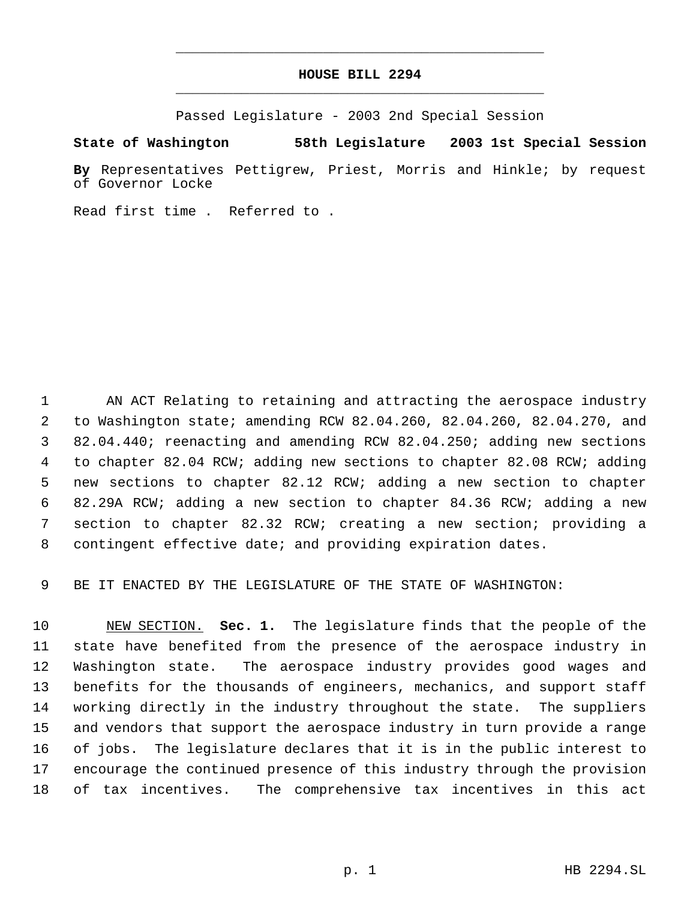# HOUSE BILL 2294

Passed Legislature - 2003 2nd Special Session

**State of Washington 58th Legislature 2003 1st Special Session**

**By** Representatives Pettigrew, Priest, Morris and Hinkle; by request of Governor Locke

Read first time . Referred to .

AN ACT Relating to retaining and attracting the aerospace industry to Washington state; amending RCW 82.04.260, 82.04.260, 82.04.270, and 82.04.440; reenacting and amending RCW 82.04.250; adding new sections to chapter 82.04 RCW; adding new sections to chapter 82.08 RCW; adding new sections to chapter 82.12 RCW; adding a new section to chapter 82.29A RCW; adding a new section to chapter 84.36 RCW; adding a new section to chapter 82.32 RCW; creating a new section; providing a contingent effective date; and providing expiration dates.

BE IT ENACTED BY THE LEGISLATURE OF THE STATE OF WASHINGTON:

NEW SECTION. **Sec. 1.** The legislature finds that the people of the state have benefited from the presence of the aerospace industry in Washington state. The aerospace industry provides good wages and benefits for the thousands of engineers, mechanics, and support staff working directly in the industry throughout the state. The suppliers and vendors that support the aerospace industry in turn provide a range of jobs. The legislature declares that it is in the public interest to encourage the continued presence of this industry through the provision of tax incentives. The comprehensive tax incentives in this act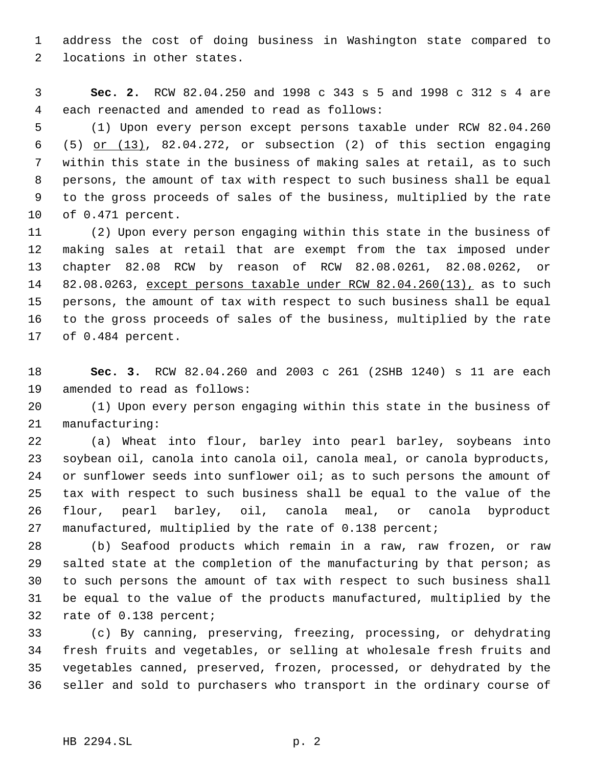address the cost of doing business in Washington state compared to locations in other states.

**Sec. 2.** RCW 82.04.250 and 1998 c 343 s 5 and 1998 c 312 s 4 are each reenacted and amended to read as follows:

(1) Upon every person except persons taxable under RCW 82.04.260 (5) or (13), 82.04.272, or subsection (2) of this section engaging within this state in the business of making sales at retail, as to such persons, the amount of tax with respect to such business shall be equal to the gross proceeds of sales of the business, multiplied by the rate of 0.471 percent.

(2) Upon every person engaging within this state in the business of making sales at retail that are exempt from the tax imposed under chapter 82.08 RCW by reason of RCW 82.08.0261, 82.08.0262, or 82.08.0263, except persons taxable under RCW 82.04.260(13), as to such persons, the amount of tax with respect to such business shall be equal to the gross proceeds of sales of the business, multiplied by the rate of 0.484 percent.

**Sec. 3.** RCW 82.04.260 and 2003 c 261 (2SHB 1240) s 11 are each amended to read as follows:

(1) Upon every person engaging within this state in the business of manufacturing:

(a) Wheat into flour, barley into pearl barley, soybeans into soybean oil, canola into canola oil, canola meal, or canola byproducts, or sunflower seeds into sunflower oil; as to such persons the amount of tax with respect to such business shall be equal to the value of the flour, pearl barley, oil, canola meal, or canola byproduct manufactured, multiplied by the rate of 0.138 percent;

(b) Seafood products which remain in a raw, raw frozen, or raw salted state at the completion of the manufacturing by that person; as to such persons the amount of tax with respect to such business shall be equal to the value of the products manufactured, multiplied by the rate of 0.138 percent;

(c) By canning, preserving, freezing, processing, or dehydrating fresh fruits and vegetables, or selling at wholesale fresh fruits and vegetables canned, preserved, frozen, processed, or dehydrated by the seller and sold to purchasers who transport in the ordinary course of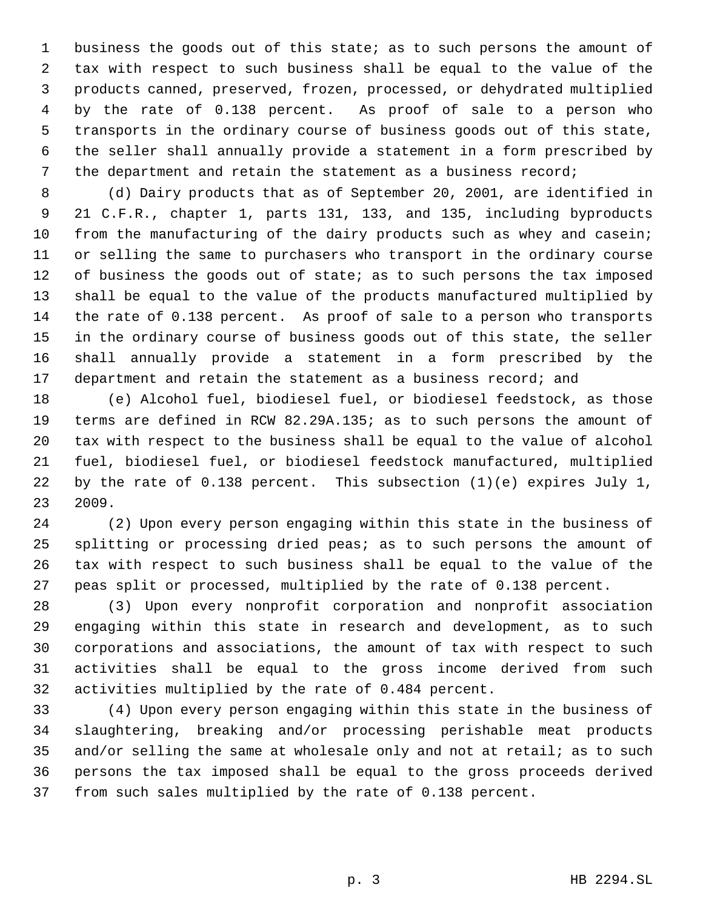business the goods out of this state; as to such persons the amount of tax with respect to such business shall be equal to the value of the products canned, preserved, frozen, processed, or dehydrated multiplied by the rate of 0.138 percent. As proof of sale to a person who transports in the ordinary course of business goods out of this state, the seller shall annually provide a statement in a form prescribed by the department and retain the statement as a business record;

(d) Dairy products that as of September 20, 2001, are identified in 21 C.F.R., chapter 1, parts 131, 133, and 135, including byproducts from the manufacturing of the dairy products such as whey and casein; or selling the same to purchasers who transport in the ordinary course of business the goods out of state; as to such persons the tax imposed shall be equal to the value of the products manufactured multiplied by the rate of 0.138 percent. As proof of sale to a person who transports in the ordinary course of business goods out of this state, the seller shall annually provide a statement in a form prescribed by the department and retain the statement as a business record; and

(e) Alcohol fuel, biodiesel fuel, or biodiesel feedstock, as those terms are defined in RCW 82.29A.135; as to such persons the amount of tax with respect to the business shall be equal to the value of alcohol fuel, biodiesel fuel, or biodiesel feedstock manufactured, multiplied by the rate of 0.138 percent. This subsection (1)(e) expires July 1, 2009.

(2) Upon every person engaging within this state in the business of splitting or processing dried peas; as to such persons the amount of tax with respect to such business shall be equal to the value of the peas split or processed, multiplied by the rate of 0.138 percent.

(3) Upon every nonprofit corporation and nonprofit association engaging within this state in research and development, as to such corporations and associations, the amount of tax with respect to such activities shall be equal to the gross income derived from such activities multiplied by the rate of 0.484 percent.

(4) Upon every person engaging within this state in the business of slaughtering, breaking and/or processing perishable meat products and/or selling the same at wholesale only and not at retail; as to such persons the tax imposed shall be equal to the gross proceeds derived from such sales multiplied by the rate of 0.138 percent.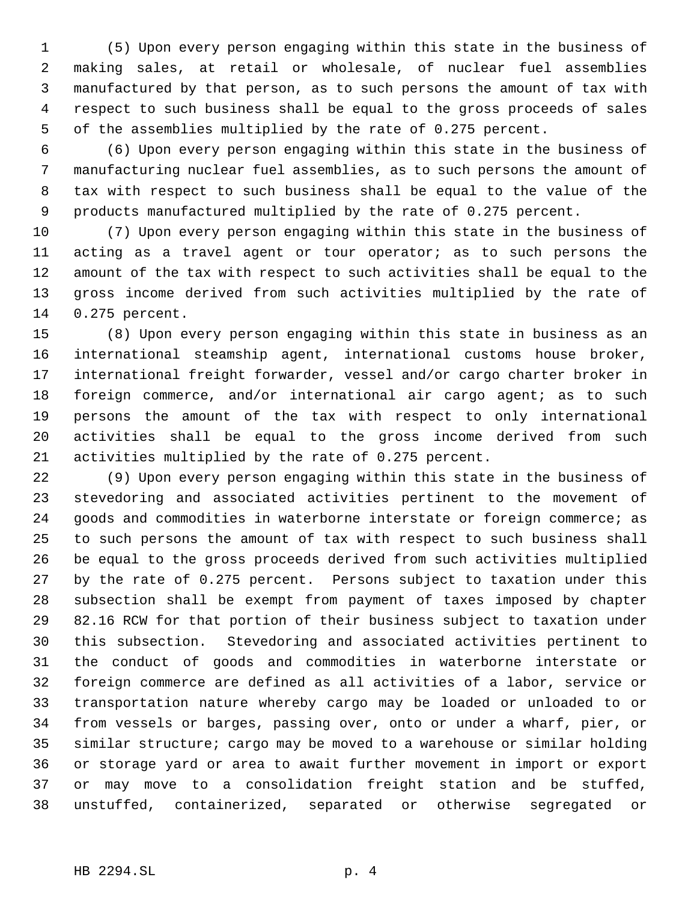(5) Upon every person engaging within this state in the business of making sales, at retail or wholesale, of nuclear fuel assemblies manufactured by that person, as to such persons the amount of tax with respect to such business shall be equal to the gross proceeds of sales of the assemblies multiplied by the rate of 0.275 percent.

(6) Upon every person engaging within this state in the business of manufacturing nuclear fuel assemblies, as to such persons the amount of tax with respect to such business shall be equal to the value of the products manufactured multiplied by the rate of 0.275 percent.

(7) Upon every person engaging within this state in the business of acting as a travel agent or tour operator; as to such persons the amount of the tax with respect to such activities shall be equal to the gross income derived from such activities multiplied by the rate of 0.275 percent.

(8) Upon every person engaging within this state in business as an international steamship agent, international customs house broker, international freight forwarder, vessel and/or cargo charter broker in foreign commerce, and/or international air cargo agent; as to such persons the amount of the tax with respect to only international activities shall be equal to the gross income derived from such activities multiplied by the rate of 0.275 percent.

(9) Upon every person engaging within this state in the business of stevedoring and associated activities pertinent to the movement of goods and commodities in waterborne interstate or foreign commerce; as to such persons the amount of tax with respect to such business shall be equal to the gross proceeds derived from such activities multiplied by the rate of 0.275 percent. Persons subject to taxation under this subsection shall be exempt from payment of taxes imposed by chapter 82.16 RCW for that portion of their business subject to taxation under this subsection. Stevedoring and associated activities pertinent to the conduct of goods and commodities in waterborne interstate or foreign commerce are defined as all activities of a labor, service or transportation nature whereby cargo may be loaded or unloaded to or from vessels or barges, passing over, onto or under a wharf, pier, or similar structure; cargo may be moved to a warehouse or similar holding or storage yard or area to await further movement in import or export or may move to a consolidation freight station and be stuffed, unstuffed, containerized, separated or otherwise segregated or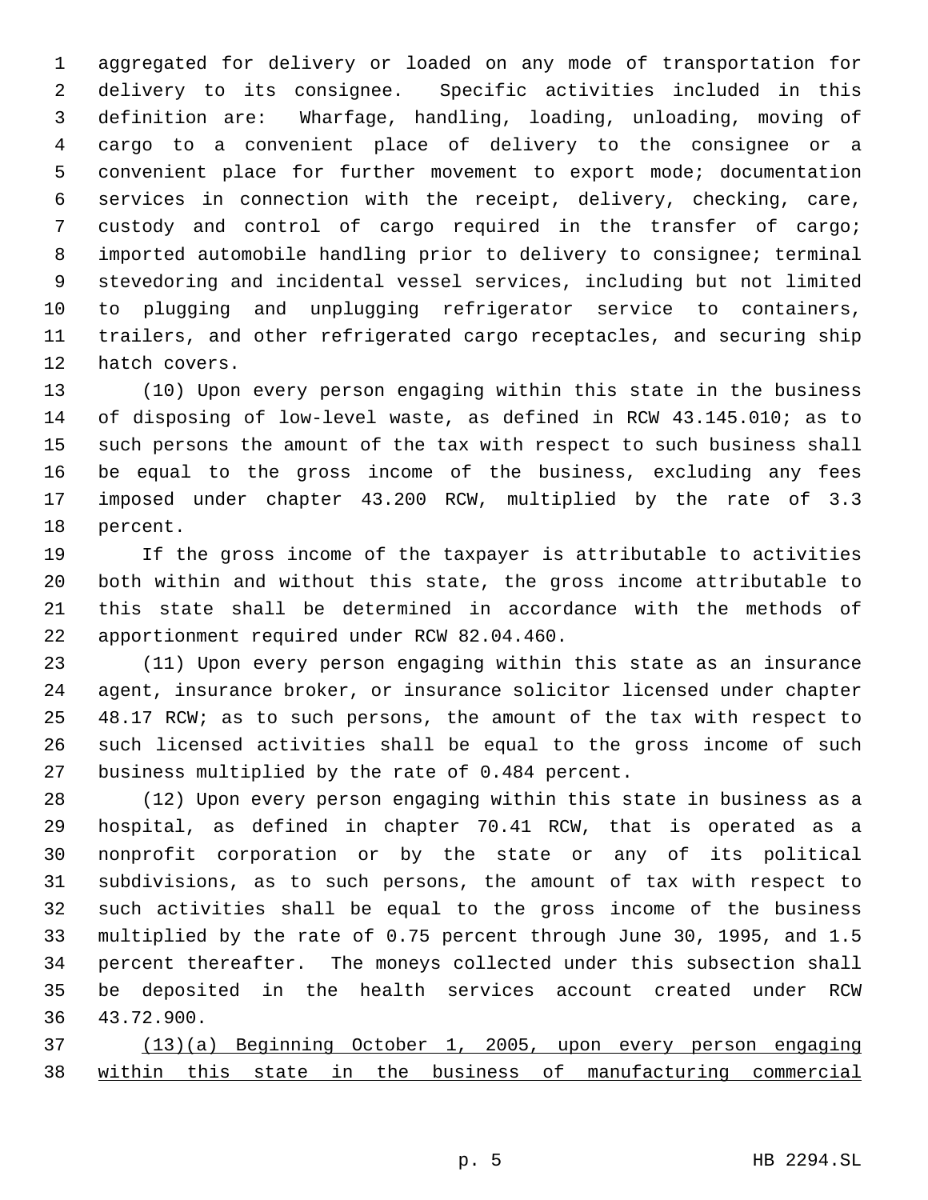aggregated for delivery or loaded on any mode of transportation for delivery to its consignee. Specific activities included in this definition are: Wharfage, handling, loading, unloading, moving of cargo to a convenient place of delivery to the consignee or a convenient place for further movement to export mode; documentation services in connection with the receipt, delivery, checking, care, custody and control of cargo required in the transfer of cargo; imported automobile handling prior to delivery to consignee; terminal stevedoring and incidental vessel services, including but not limited to plugging and unplugging refrigerator service to containers, trailers, and other refrigerated cargo receptacles, and securing ship hatch covers.

(10) Upon every person engaging within this state in the business of disposing of low-level waste, as defined in RCW 43.145.010; as to such persons the amount of the tax with respect to such business shall be equal to the gross income of the business, excluding any fees imposed under chapter 43.200 RCW, multiplied by the rate of 3.3 percent.

If the gross income of the taxpayer is attributable to activities both within and without this state, the gross income attributable to this state shall be determined in accordance with the methods of apportionment required under RCW 82.04.460.

(11) Upon every person engaging within this state as an insurance agent, insurance broker, or insurance solicitor licensed under chapter 48.17 RCW; as to such persons, the amount of the tax with respect to such licensed activities shall be equal to the gross income of such business multiplied by the rate of 0.484 percent.

(12) Upon every person engaging within this state in business as a hospital, as defined in chapter 70.41 RCW, that is operated as a nonprofit corporation or by the state or any of its political subdivisions, as to such persons, the amount of tax with respect to such activities shall be equal to the gross income of the business multiplied by the rate of 0.75 percent through June 30, 1995, and 1.5 percent thereafter. The moneys collected under this subsection shall be deposited in the health services account created under RCW 43.72.900.

(13)(a) Beginning October 1, 2005, upon every person engaging within this state in the business of manufacturing commercial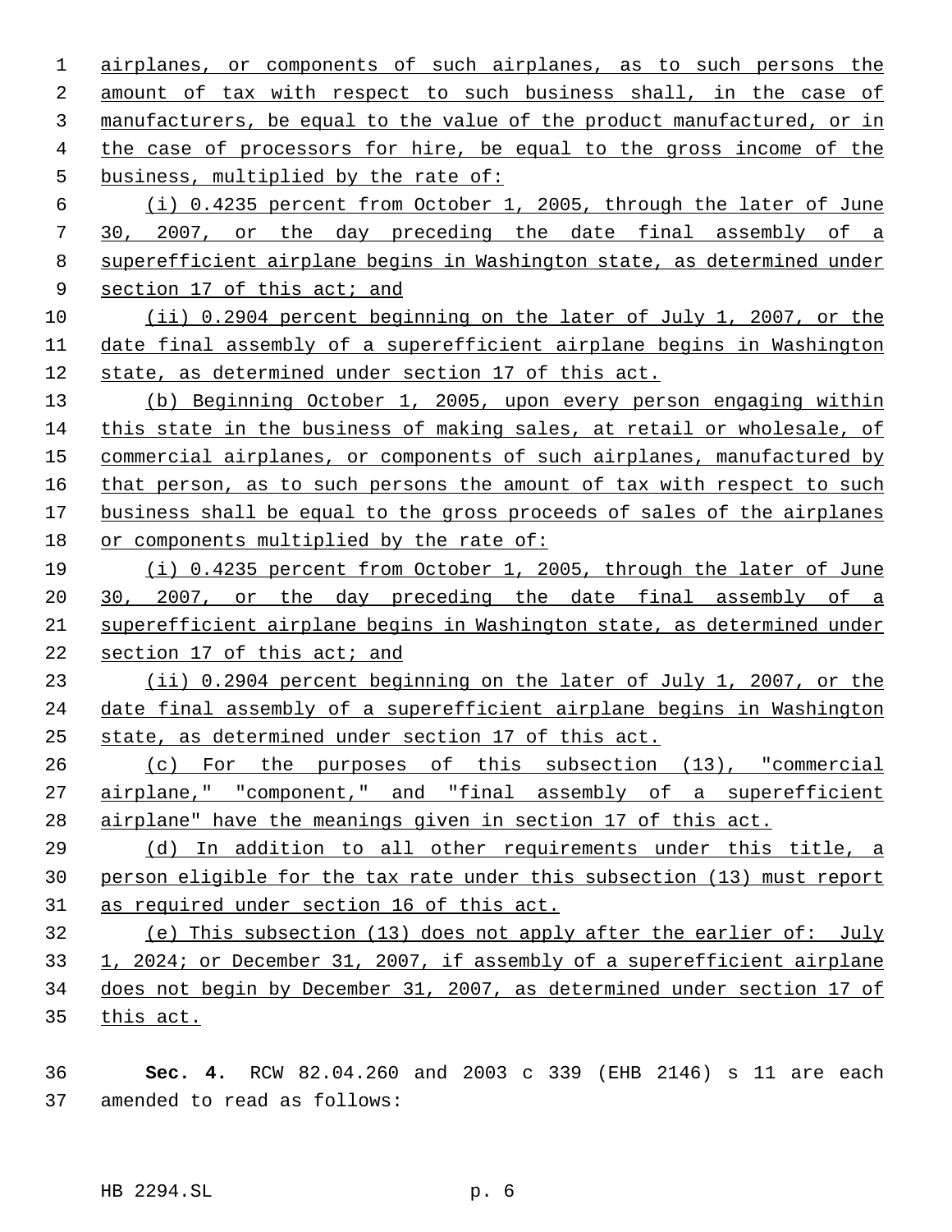airplanes, or components of such airplanes, as to such persons the amount of tax with respect to such business shall, in the case of manufacturers, be equal to the value of the product manufactured, or in the case of processors for hire, be equal to the gross income of the business, multiplied by the rate of:

(i) 0.4235 percent from October 1, 2005, through the later of June 30, 2007, or the day preceding the date final assembly of a superefficient airplane begins in Washington state, as determined under section 17 of this act; and

(ii) 0.2904 percent beginning on the later of July 1, 2007, or the date final assembly of a superefficient airplane begins in Washington state, as determined under section 17 of this act.

(b) Beginning October 1, 2005, upon every person engaging within this state in the business of making sales, at retail or wholesale, of commercial airplanes, or components of such airplanes, manufactured by that person, as to such persons the amount of tax with respect to such business shall be equal to the gross proceeds of sales of the airplanes or components multiplied by the rate of:

(i) 0.4235 percent from October 1, 2005, through the later of June 30, 2007, or the day preceding the date final assembly of a superefficient airplane begins in Washington state, as determined under section 17 of this act; and

(ii) 0.2904 percent beginning on the later of July 1, 2007, or the date final assembly of a superefficient airplane begins in Washington state, as determined under section 17 of this act.

(c) For the purposes of this subsection (13), "commercial airplane," "component," and "final assembly of a superefficient airplane" have the meanings given in section 17 of this act.

(d) In addition to all other requirements under this title, a person eligible for the tax rate under this subsection (13) must report as required under section 16 of this act.

(e) This subsection (13) does not apply after the earlier of: July 1, 2024; or December 31, 2007, if assembly of a superefficient airplane does not begin by December 31, 2007, as determined under section 17 of this act.

**Sec. 4.** RCW 82.04.260 and 2003 c 339 (EHB 2146) s 11 are each amended to read as follows: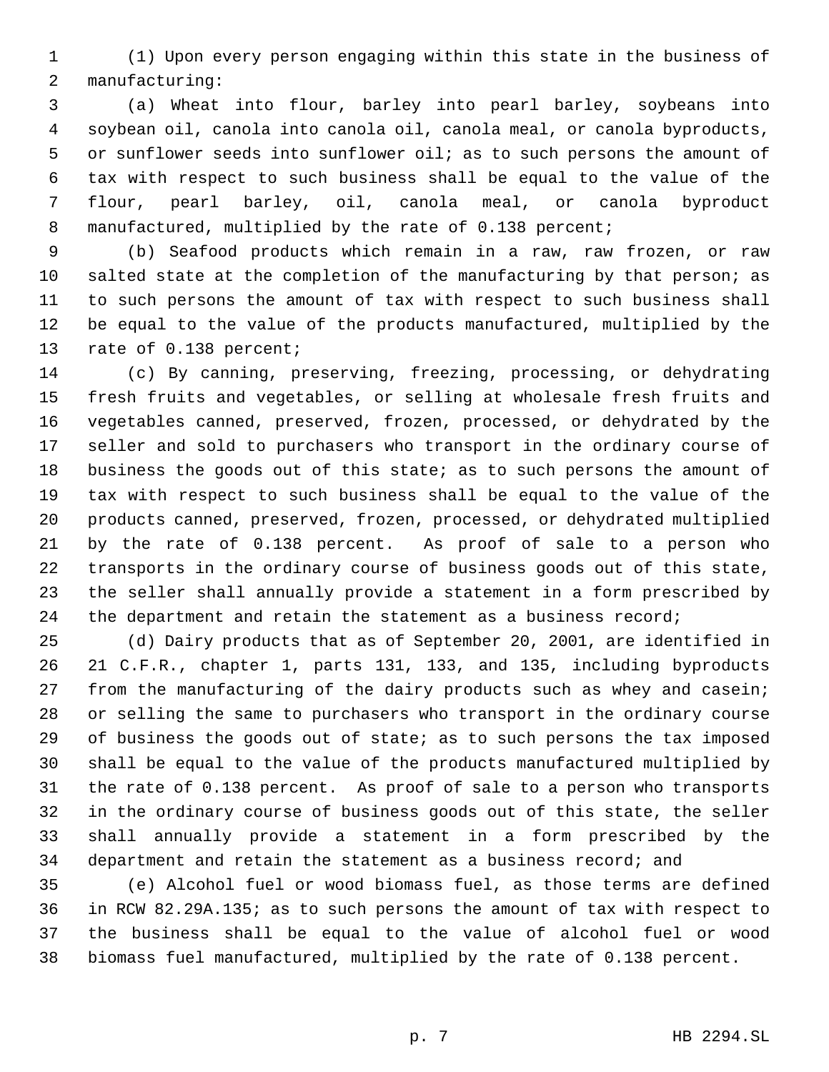(1) Upon every person engaging within this state in the business of manufacturing:

(a) Wheat into flour, barley into pearl barley, soybeans into soybean oil, canola into canola oil, canola meal, or canola byproducts, or sunflower seeds into sunflower oil; as to such persons the amount of tax with respect to such business shall be equal to the value of the flour, pearl barley, oil, canola meal, or canola byproduct manufactured, multiplied by the rate of 0.138 percent;

(b) Seafood products which remain in a raw, raw frozen, or raw salted state at the completion of the manufacturing by that person; as to such persons the amount of tax with respect to such business shall be equal to the value of the products manufactured, multiplied by the rate of 0.138 percent;

(c) By canning, preserving, freezing, processing, or dehydrating fresh fruits and vegetables, or selling at wholesale fresh fruits and vegetables canned, preserved, frozen, processed, or dehydrated by the seller and sold to purchasers who transport in the ordinary course of business the goods out of this state; as to such persons the amount of tax with respect to such business shall be equal to the value of the products canned, preserved, frozen, processed, or dehydrated multiplied by the rate of 0.138 percent. As proof of sale to a person who transports in the ordinary course of business goods out of this state, the seller shall annually provide a statement in a form prescribed by the department and retain the statement as a business record;

(d) Dairy products that as of September 20, 2001, are identified in 21 C.F.R., chapter 1, parts 131, 133, and 135, including byproducts from the manufacturing of the dairy products such as whey and casein; or selling the same to purchasers who transport in the ordinary course of business the goods out of state; as to such persons the tax imposed shall be equal to the value of the products manufactured multiplied by the rate of 0.138 percent. As proof of sale to a person who transports in the ordinary course of business goods out of this state, the seller shall annually provide a statement in a form prescribed by the department and retain the statement as a business record; and

(e) Alcohol fuel or wood biomass fuel, as those terms are defined in RCW 82.29A.135; as to such persons the amount of tax with respect to the business shall be equal to the value of alcohol fuel or wood biomass fuel manufactured, multiplied by the rate of 0.138 percent.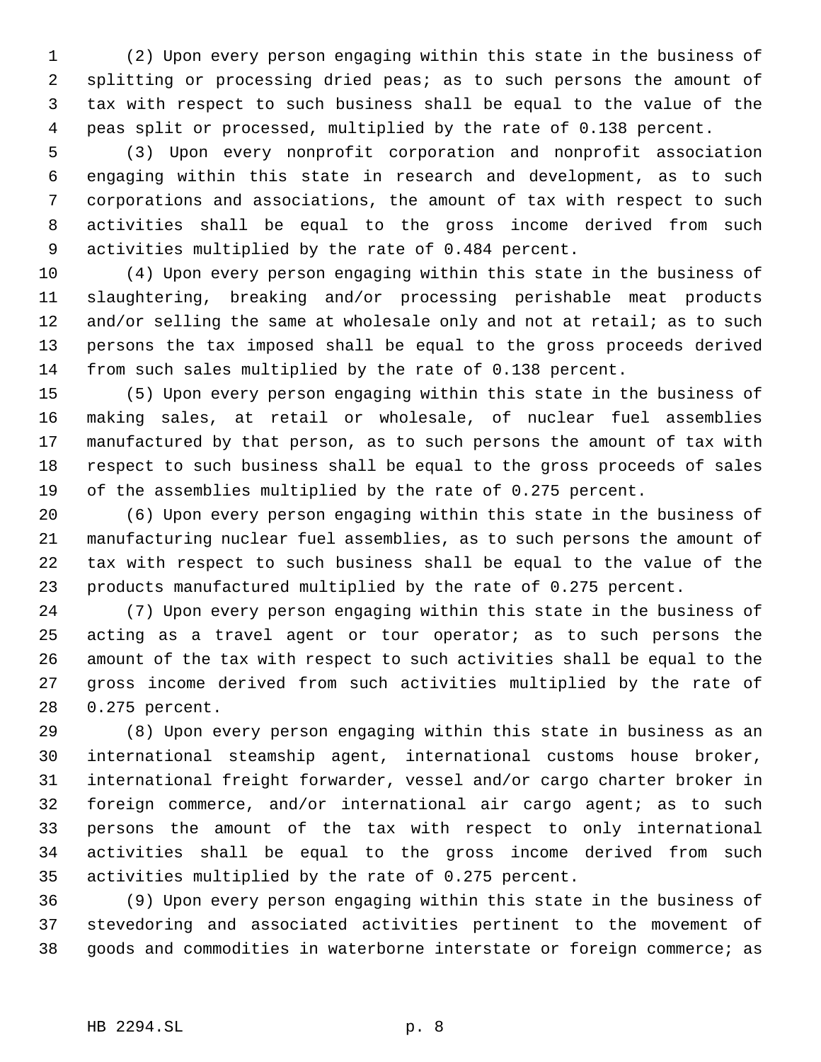(2) Upon every person engaging within this state in the business of splitting or processing dried peas; as to such persons the amount of tax with respect to such business shall be equal to the value of the peas split or processed, multiplied by the rate of 0.138 percent.

(3) Upon every nonprofit corporation and nonprofit association engaging within this state in research and development, as to such corporations and associations, the amount of tax with respect to such activities shall be equal to the gross income derived from such activities multiplied by the rate of 0.484 percent.

(4) Upon every person engaging within this state in the business of slaughtering, breaking and/or processing perishable meat products and/or selling the same at wholesale only and not at retail; as to such persons the tax imposed shall be equal to the gross proceeds derived from such sales multiplied by the rate of 0.138 percent.

(5) Upon every person engaging within this state in the business of making sales, at retail or wholesale, of nuclear fuel assemblies manufactured by that person, as to such persons the amount of tax with respect to such business shall be equal to the gross proceeds of sales of the assemblies multiplied by the rate of 0.275 percent.

(6) Upon every person engaging within this state in the business of manufacturing nuclear fuel assemblies, as to such persons the amount of tax with respect to such business shall be equal to the value of the products manufactured multiplied by the rate of 0.275 percent.

(7) Upon every person engaging within this state in the business of acting as a travel agent or tour operator; as to such persons the amount of the tax with respect to such activities shall be equal to the gross income derived from such activities multiplied by the rate of 0.275 percent.

(8) Upon every person engaging within this state in business as an international steamship agent, international customs house broker, international freight forwarder, vessel and/or cargo charter broker in foreign commerce, and/or international air cargo agent; as to such persons the amount of the tax with respect to only international activities shall be equal to the gross income derived from such activities multiplied by the rate of 0.275 percent.

(9) Upon every person engaging within this state in the business of stevedoring and associated activities pertinent to the movement of goods and commodities in waterborne interstate or foreign commerce; as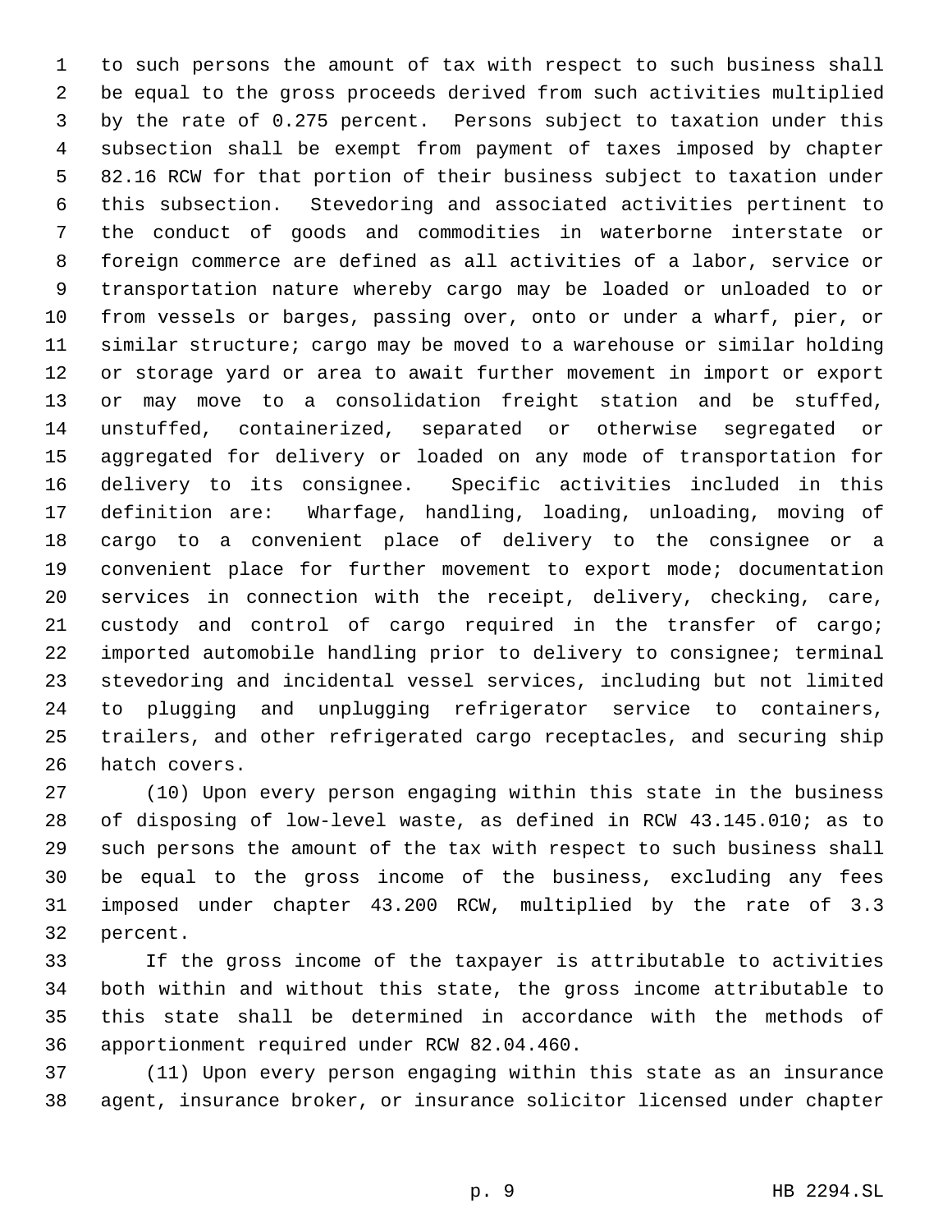to such persons the amount of tax with respect to such business shall be equal to the gross proceeds derived from such activities multiplied by the rate of 0.275 percent. Persons subject to taxation under this subsection shall be exempt from payment of taxes imposed by chapter 82.16 RCW for that portion of their business subject to taxation under this subsection. Stevedoring and associated activities pertinent to the conduct of goods and commodities in waterborne interstate or foreign commerce are defined as all activities of a labor, service or transportation nature whereby cargo may be loaded or unloaded to or from vessels or barges, passing over, onto or under a wharf, pier, or similar structure; cargo may be moved to a warehouse or similar holding or storage yard or area to await further movement in import or export or may move to a consolidation freight station and be stuffed, unstuffed, containerized, separated or otherwise segregated or aggregated for delivery or loaded on any mode of transportation for delivery to its consignee. Specific activities included in this definition are: Wharfage, handling, loading, unloading, moving of cargo to a convenient place of delivery to the consignee or a convenient place for further movement to export mode; documentation services in connection with the receipt, delivery, checking, care, custody and control of cargo required in the transfer of cargo; imported automobile handling prior to delivery to consignee; terminal stevedoring and incidental vessel services, including but not limited to plugging and unplugging refrigerator service to containers, trailers, and other refrigerated cargo receptacles, and securing ship hatch covers.

(10) Upon every person engaging within this state in the business of disposing of low-level waste, as defined in RCW 43.145.010; as to such persons the amount of the tax with respect to such business shall be equal to the gross income of the business, excluding any fees imposed under chapter 43.200 RCW, multiplied by the rate of 3.3 percent.

If the gross income of the taxpayer is attributable to activities both within and without this state, the gross income attributable to this state shall be determined in accordance with the methods of apportionment required under RCW 82.04.460.

(11) Upon every person engaging within this state as an insurance agent, insurance broker, or insurance solicitor licensed under chapter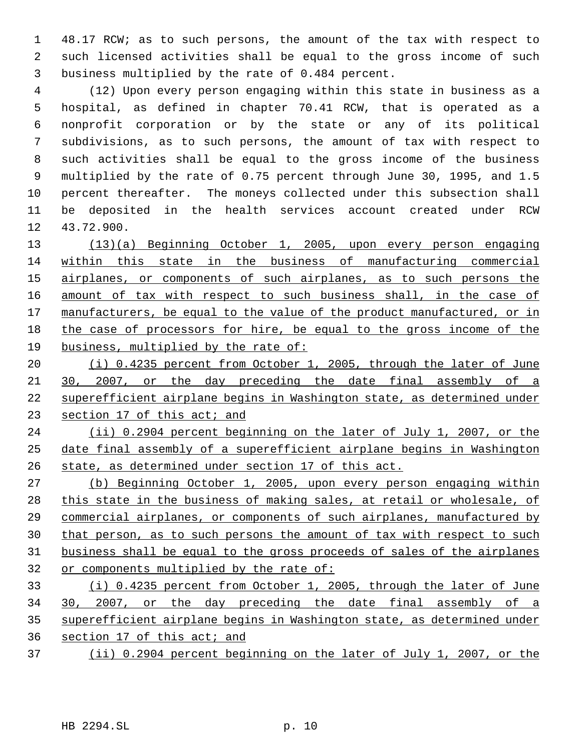48.17 RCW; as to such persons, the amount of the tax with respect to such licensed activities shall be equal to the gross income of such business multiplied by the rate of 0.484 percent.

(12) Upon every person engaging within this state in business as a hospital, as defined in chapter 70.41 RCW, that is operated as a nonprofit corporation or by the state or any of its political subdivisions, as to such persons, the amount of tax with respect to such activities shall be equal to the gross income of the business multiplied by the rate of 0.75 percent through June 30, 1995, and 1.5 percent thereafter. The moneys collected under this subsection shall be deposited in the health services account created under RCW 43.72.900.

(13)(a) Beginning October 1, 2005, upon every person engaging within this state in the business of manufacturing commercial airplanes, or components of such airplanes, as to such persons the amount of tax with respect to such business shall, in the case of manufacturers, be equal to the value of the product manufactured, or in the case of processors for hire, be equal to the gross income of the business, multiplied by the rate of:

(i) 0.4235 percent from October 1, 2005, through the later of June 30, 2007, or the day preceding the date final assembly of a superefficient airplane begins in Washington state, as determined under section 17 of this act; and

(ii) 0.2904 percent beginning on the later of July 1, 2007, or the date final assembly of a superefficient airplane begins in Washington state, as determined under section 17 of this act.

(b) Beginning October 1, 2005, upon every person engaging within this state in the business of making sales, at retail or wholesale, of commercial airplanes, or components of such airplanes, manufactured by that person, as to such persons the amount of tax with respect to such business shall be equal to the gross proceeds of sales of the airplanes or components multiplied by the rate of:

(i) 0.4235 percent from October 1, 2005, through the later of June 30, 2007, or the day preceding the date final assembly of a superefficient airplane begins in Washington state, as determined under section 17 of this act; and

(ii) 0.2904 percent beginning on the later of July 1, 2007, or the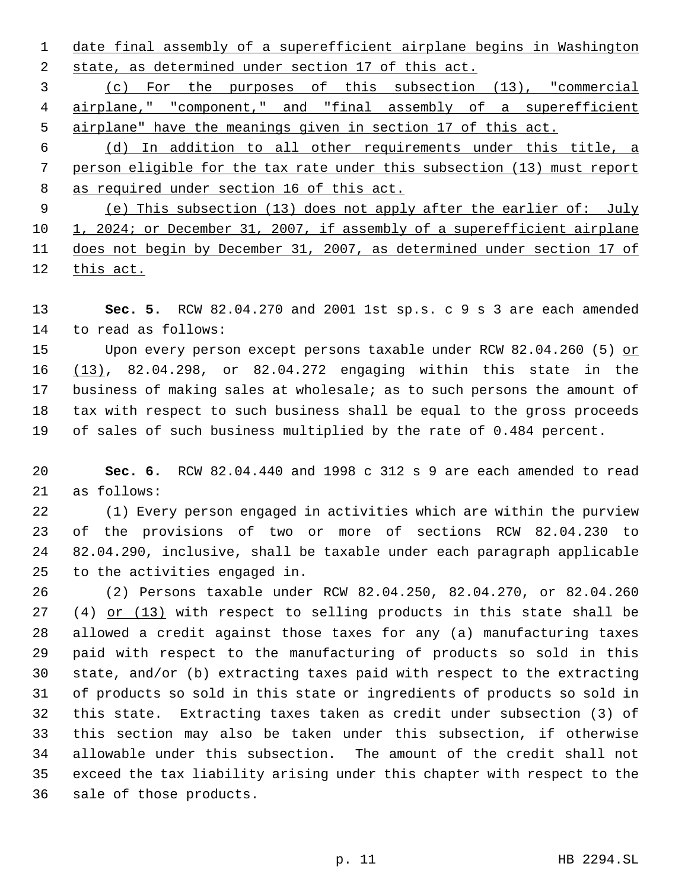date final assembly of a superefficient airplane begins in Washington state, as determined under section 17 of this act.

(c) For the purposes of this subsection (13), "commercial airplane," "component," and "final assembly of a superefficient airplane" have the meanings given in section 17 of this act.

(d) In addition to all other requirements under this title, a person eligible for the tax rate under this subsection (13) must report as required under section 16 of this act.

(e) This subsection (13) does not apply after the earlier of: July 1, 2024; or December 31, 2007, if assembly of a superefficient airplane does not begin by December 31, 2007, as determined under section 17 of this act.

**Sec. 5.** RCW 82.04.270 and 2001 1st sp.s. c 9 s 3 are each amended to read as follows:

Upon every person except persons taxable under RCW 82.04.260 (5) or (13), 82.04.298, or 82.04.272 engaging within this state in the business of making sales at wholesale; as to such persons the amount of tax with respect to such business shall be equal to the gross proceeds of sales of such business multiplied by the rate of 0.484 percent.

**Sec. 6.** RCW 82.04.440 and 1998 c 312 s 9 are each amended to read as follows:

(1) Every person engaged in activities which are within the purview of the provisions of two or more of sections RCW 82.04.230 to 82.04.290, inclusive, shall be taxable under each paragraph applicable to the activities engaged in.

(2) Persons taxable under RCW 82.04.250, 82.04.270, or 82.04.260 (4) or (13) with respect to selling products in this state shall be allowed a credit against those taxes for any (a) manufacturing taxes paid with respect to the manufacturing of products so sold in this state, and/or (b) extracting taxes paid with respect to the extracting of products so sold in this state or ingredients of products so sold in this state. Extracting taxes taken as credit under subsection (3) of this section may also be taken under this subsection, if otherwise allowable under this subsection. The amount of the credit shall not exceed the tax liability arising under this chapter with respect to the sale of those products.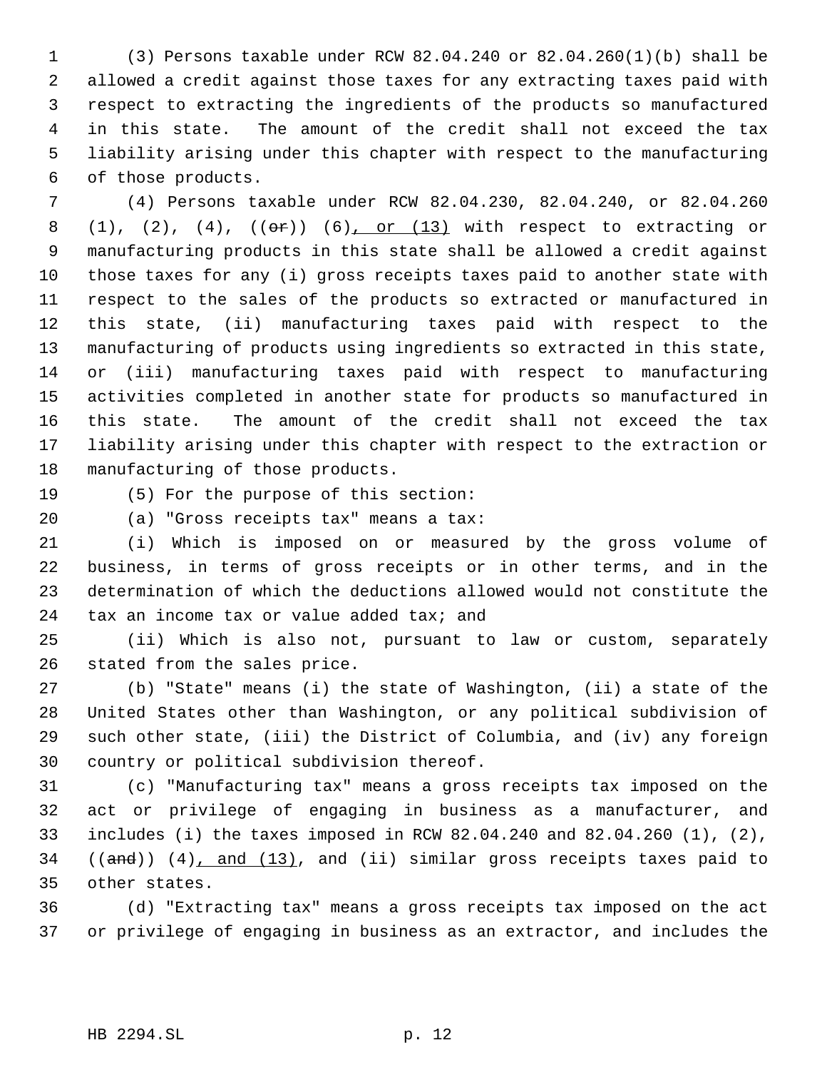(3) Persons taxable under RCW 82.04.240 or 82.04.260(1)(b) shall be allowed a credit against those taxes for any extracting taxes paid with respect to extracting the ingredients of the products so manufactured in this state. The amount of the credit shall not exceed the tax liability arising under this chapter with respect to the manufacturing of those products.

(4) Persons taxable under RCW 82.04.230, 82.04.240, or 82.04.260 (1), (2), (4), ((~~or~~)) (6)<u>, or (13)</u> with respect to extracting or manufacturing products in this state shall be allowed a credit against those taxes for any (i) gross receipts taxes paid to another state with respect to the sales of the products so extracted or manufactured in this state, (ii) manufacturing taxes paid with respect to the manufacturing of products using ingredients so extracted in this state, or (iii) manufacturing taxes paid with respect to manufacturing activities completed in another state for products so manufactured in this state. The amount of the credit shall not exceed the tax liability arising under this chapter with respect to the extraction or manufacturing of those products.

(5) For the purpose of this section:

(a) "Gross receipts tax" means a tax:

(i) Which is imposed on or measured by the gross volume of business, in terms of gross receipts or in other terms, and in the determination of which the deductions allowed would not constitute the tax an income tax or value added tax; and

(ii) Which is also not, pursuant to law or custom, separately stated from the sales price.

(b) "State" means (i) the state of Washington, (ii) a state of the United States other than Washington, or any political subdivision of such other state, (iii) the District of Columbia, and (iv) any foreign country or political subdivision thereof.

(c) "Manufacturing tax" means a gross receipts tax imposed on the act or privilege of engaging in business as a manufacturer, and includes (i) the taxes imposed in RCW 82.04.240 and 82.04.260 (1), (2), ((~~and~~)) (4)<u>, and (13)</u>, and (ii) similar gross receipts taxes paid to other states.

(d) "Extracting tax" means a gross receipts tax imposed on the act or privilege of engaging in business as an extractor, and includes the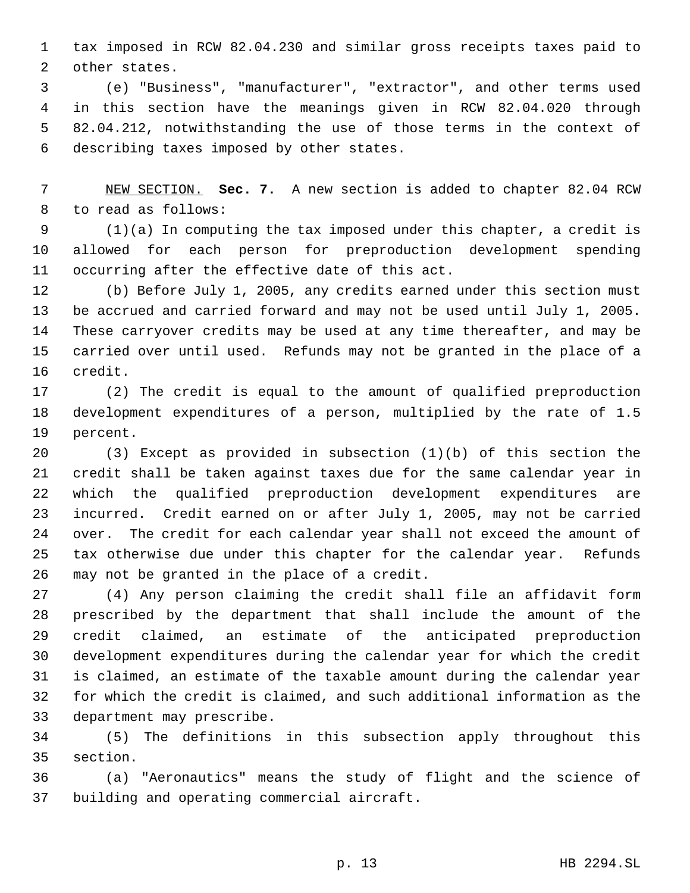tax imposed in RCW 82.04.230 and similar gross receipts taxes paid to other states.

(e) "Business", "manufacturer", "extractor", and other terms used in this section have the meanings given in RCW 82.04.020 through 82.04.212, notwithstanding the use of those terms in the context of describing taxes imposed by other states.

NEW SECTION. **Sec. 7.** A new section is added to chapter 82.04 RCW to read as follows:

(1)(a) In computing the tax imposed under this chapter, a credit is allowed for each person for preproduction development spending occurring after the effective date of this act.

(b) Before July 1, 2005, any credits earned under this section must be accrued and carried forward and may not be used until July 1, 2005. These carryover credits may be used at any time thereafter, and may be carried over until used. Refunds may not be granted in the place of a credit.

(2) The credit is equal to the amount of qualified preproduction development expenditures of a person, multiplied by the rate of 1.5 percent.

(3) Except as provided in subsection (1)(b) of this section the credit shall be taken against taxes due for the same calendar year in which the qualified preproduction development expenditures are incurred. Credit earned on or after July 1, 2005, may not be carried over. The credit for each calendar year shall not exceed the amount of tax otherwise due under this chapter for the calendar year. Refunds may not be granted in the place of a credit.

(4) Any person claiming the credit shall file an affidavit form prescribed by the department that shall include the amount of the credit claimed, an estimate of the anticipated preproduction development expenditures during the calendar year for which the credit is claimed, an estimate of the taxable amount during the calendar year for which the credit is claimed, and such additional information as the department may prescribe.

(5) The definitions in this subsection apply throughout this section.

(a) "Aeronautics" means the study of flight and the science of building and operating commercial aircraft.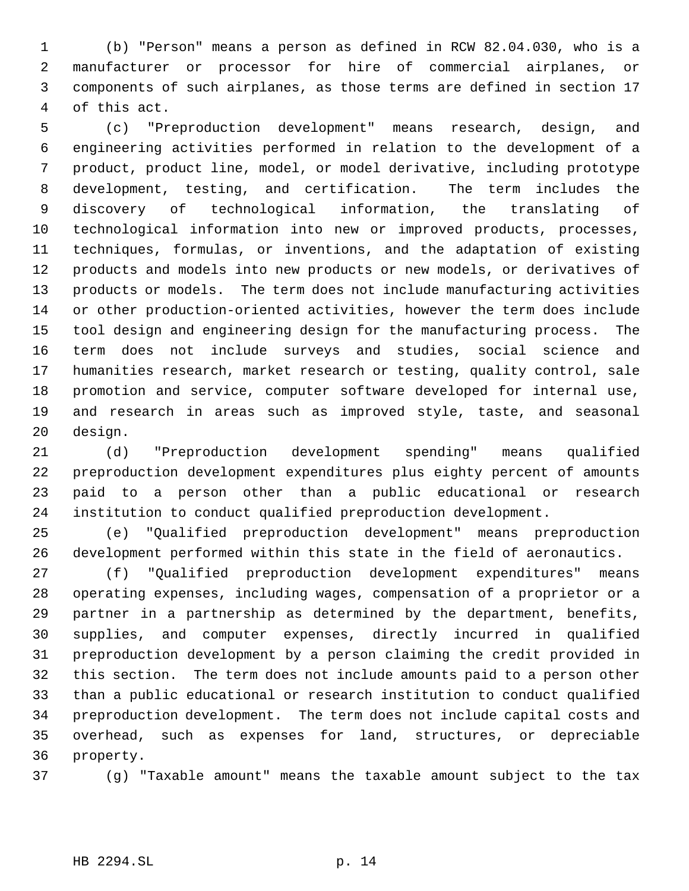(b) "Person" means a person as defined in RCW 82.04.030, who is a manufacturer or processor for hire of commercial airplanes, or components of such airplanes, as those terms are defined in section 17 of this act.

(c) "Preproduction development" means research, design, and engineering activities performed in relation to the development of a product, product line, model, or model derivative, including prototype development, testing, and certification. The term includes the discovery of technological information, the translating of technological information into new or improved products, processes, techniques, formulas, or inventions, and the adaptation of existing products and models into new products or new models, or derivatives of products or models. The term does not include manufacturing activities or other production-oriented activities, however the term does include tool design and engineering design for the manufacturing process. The term does not include surveys and studies, social science and humanities research, market research or testing, quality control, sale promotion and service, computer software developed for internal use, and research in areas such as improved style, taste, and seasonal design.

(d) "Preproduction development spending" means qualified preproduction development expenditures plus eighty percent of amounts paid to a person other than a public educational or research institution to conduct qualified preproduction development.

(e) "Qualified preproduction development" means preproduction development performed within this state in the field of aeronautics.

(f) "Qualified preproduction development expenditures" means operating expenses, including wages, compensation of a proprietor or a partner in a partnership as determined by the department, benefits, supplies, and computer expenses, directly incurred in qualified preproduction development by a person claiming the credit provided in this section. The term does not include amounts paid to a person other than a public educational or research institution to conduct qualified preproduction development. The term does not include capital costs and overhead, such as expenses for land, structures, or depreciable property.

(g) "Taxable amount" means the taxable amount subject to the tax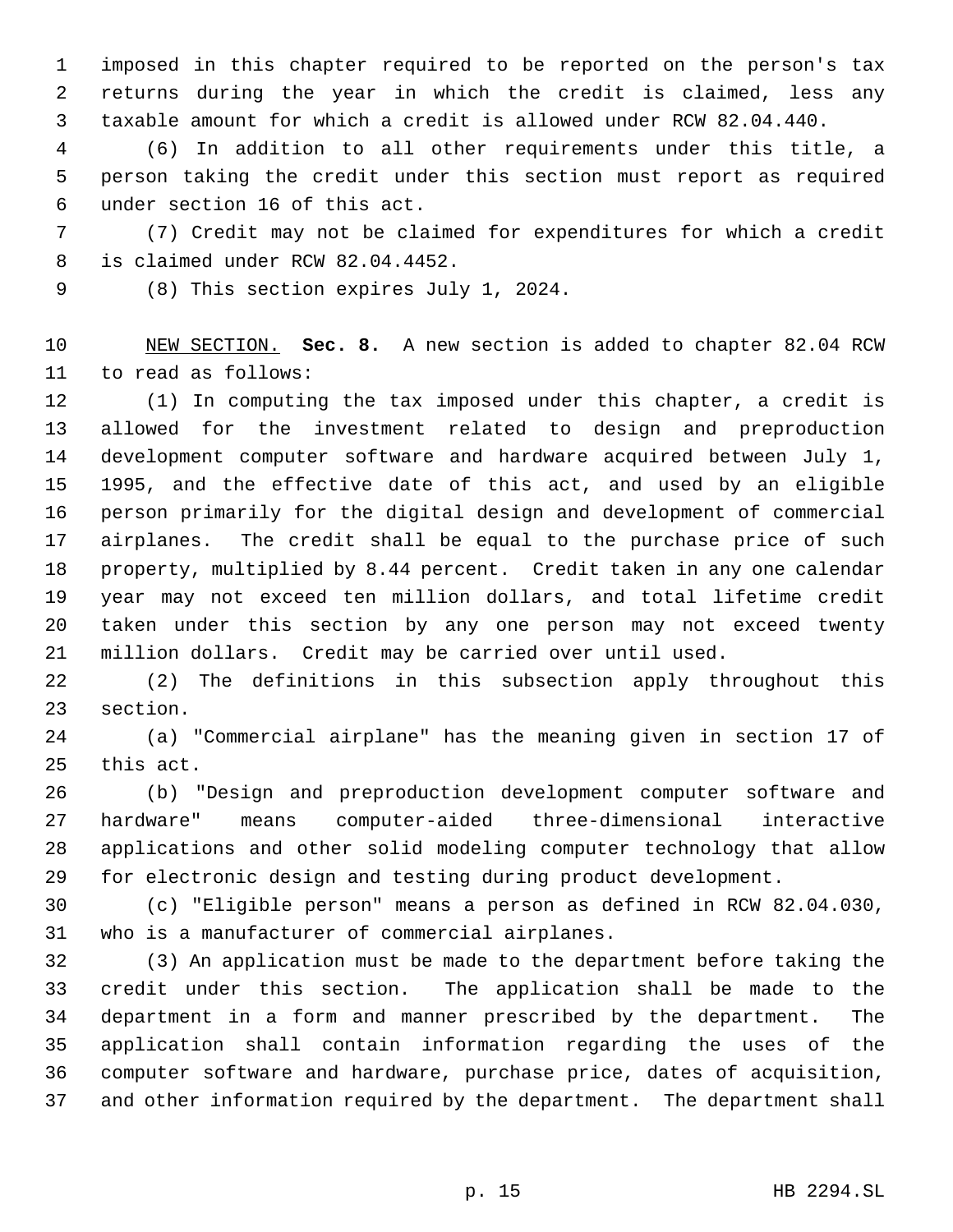imposed in this chapter required to be reported on the person's tax returns during the year in which the credit is claimed, less any taxable amount for which a credit is allowed under RCW 82.04.440.

(6) In addition to all other requirements under this title, a person taking the credit under this section must report as required under section 16 of this act.

(7) Credit may not be claimed for expenditures for which a credit is claimed under RCW 82.04.4452.

(8) This section expires July 1, 2024.

NEW SECTION. **Sec. 8.** A new section is added to chapter 82.04 RCW to read as follows:

(1) In computing the tax imposed under this chapter, a credit is allowed for the investment related to design and preproduction development computer software and hardware acquired between July 1, 1995, and the effective date of this act, and used by an eligible person primarily for the digital design and development of commercial airplanes. The credit shall be equal to the purchase price of such property, multiplied by 8.44 percent. Credit taken in any one calendar year may not exceed ten million dollars, and total lifetime credit taken under this section by any one person may not exceed twenty million dollars. Credit may be carried over until used.

(2) The definitions in this subsection apply throughout this section.

(a) "Commercial airplane" has the meaning given in section 17 of this act.

(b) "Design and preproduction development computer software and hardware" means computer-aided three-dimensional interactive applications and other solid modeling computer technology that allow for electronic design and testing during product development.

(c) "Eligible person" means a person as defined in RCW 82.04.030, who is a manufacturer of commercial airplanes.

(3) An application must be made to the department before taking the credit under this section. The application shall be made to the department in a form and manner prescribed by the department. The application shall contain information regarding the uses of the computer software and hardware, purchase price, dates of acquisition, and other information required by the department. The department shall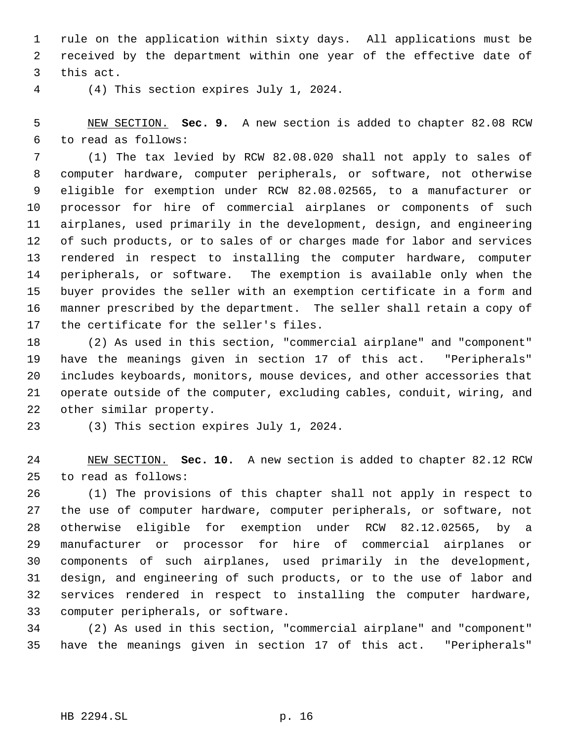rule on the application within sixty days. All applications must be received by the department within one year of the effective date of this act.

(4) This section expires July 1, 2024.

NEW SECTION. **Sec. 9.** A new section is added to chapter 82.08 RCW to read as follows:

(1) The tax levied by RCW 82.08.020 shall not apply to sales of computer hardware, computer peripherals, or software, not otherwise eligible for exemption under RCW 82.08.02565, to a manufacturer or processor for hire of commercial airplanes or components of such airplanes, used primarily in the development, design, and engineering of such products, or to sales of or charges made for labor and services rendered in respect to installing the computer hardware, computer peripherals, or software. The exemption is available only when the buyer provides the seller with an exemption certificate in a form and manner prescribed by the department. The seller shall retain a copy of the certificate for the seller's files.

(2) As used in this section, "commercial airplane" and "component" have the meanings given in section 17 of this act. "Peripherals" includes keyboards, monitors, mouse devices, and other accessories that operate outside of the computer, excluding cables, conduit, wiring, and other similar property.

(3) This section expires July 1, 2024.

NEW SECTION. **Sec. 10.** A new section is added to chapter 82.12 RCW to read as follows:

(1) The provisions of this chapter shall not apply in respect to the use of computer hardware, computer peripherals, or software, not otherwise eligible for exemption under RCW 82.12.02565, by a manufacturer or processor for hire of commercial airplanes or components of such airplanes, used primarily in the development, design, and engineering of such products, or to the use of labor and services rendered in respect to installing the computer hardware, computer peripherals, or software.

(2) As used in this section, "commercial airplane" and "component" have the meanings given in section 17 of this act. "Peripherals"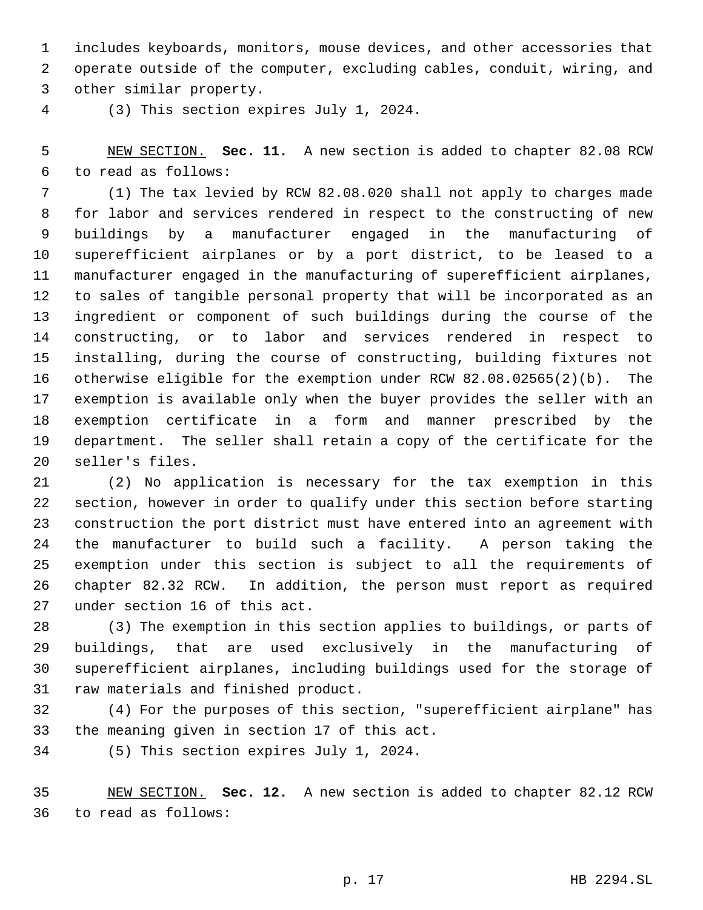includes keyboards, monitors, mouse devices, and other accessories that operate outside of the computer, excluding cables, conduit, wiring, and other similar property.

(3) This section expires July 1, 2024.

NEW SECTION. **Sec. 11.** A new section is added to chapter 82.08 RCW to read as follows:

(1) The tax levied by RCW 82.08.020 shall not apply to charges made for labor and services rendered in respect to the constructing of new buildings by a manufacturer engaged in the manufacturing of superefficient airplanes or by a port district, to be leased to a manufacturer engaged in the manufacturing of superefficient airplanes, to sales of tangible personal property that will be incorporated as an ingredient or component of such buildings during the course of the constructing, or to labor and services rendered in respect to installing, during the course of constructing, building fixtures not otherwise eligible for the exemption under RCW 82.08.02565(2)(b). The exemption is available only when the buyer provides the seller with an exemption certificate in a form and manner prescribed by the department. The seller shall retain a copy of the certificate for the seller's files.

(2) No application is necessary for the tax exemption in this section, however in order to qualify under this section before starting construction the port district must have entered into an agreement with the manufacturer to build such a facility. A person taking the exemption under this section is subject to all the requirements of chapter 82.32 RCW. In addition, the person must report as required under section 16 of this act.

(3) The exemption in this section applies to buildings, or parts of buildings, that are used exclusively in the manufacturing of superefficient airplanes, including buildings used for the storage of raw materials and finished product.

(4) For the purposes of this section, "superefficient airplane" has the meaning given in section 17 of this act.

(5) This section expires July 1, 2024.

NEW SECTION. **Sec. 12.** A new section is added to chapter 82.12 RCW to read as follows: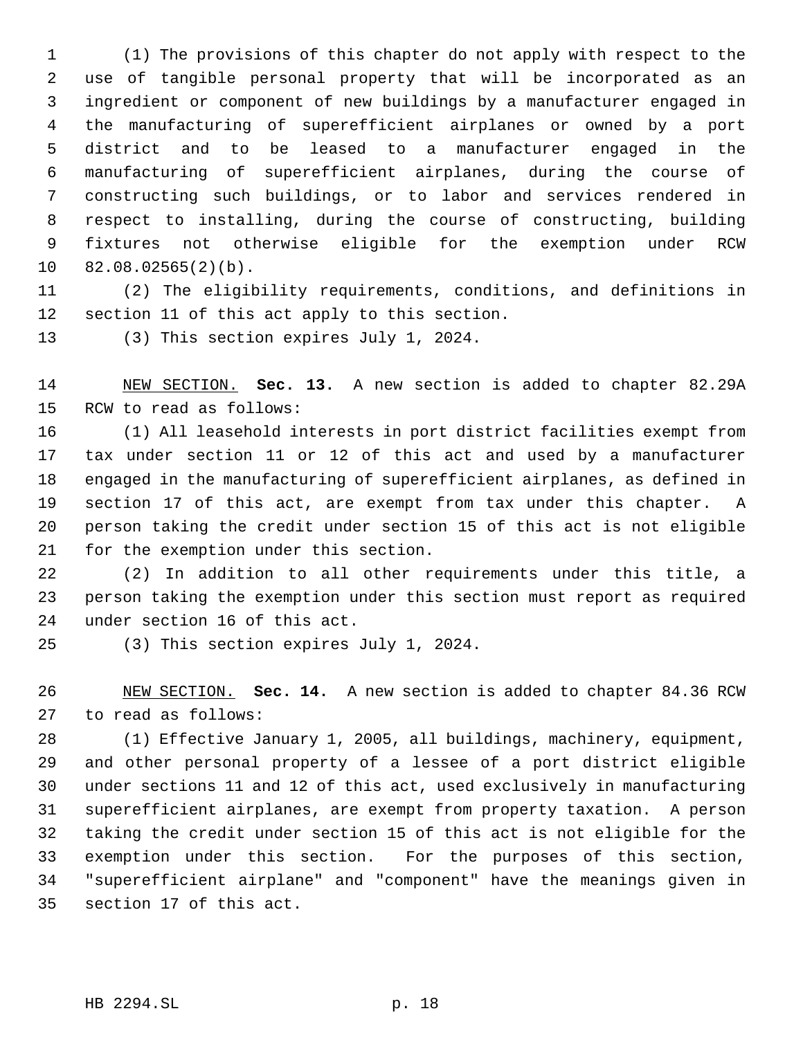(1) The provisions of this chapter do not apply with respect to the use of tangible personal property that will be incorporated as an ingredient or component of new buildings by a manufacturer engaged in the manufacturing of superefficient airplanes or owned by a port district and to be leased to a manufacturer engaged in the manufacturing of superefficient airplanes, during the course of constructing such buildings, or to labor and services rendered in respect to installing, during the course of constructing, building fixtures not otherwise eligible for the exemption under RCW 82.08.02565(2)(b).

(2) The eligibility requirements, conditions, and definitions in section 11 of this act apply to this section.

(3) This section expires July 1, 2024.

NEW SECTION. **Sec. 13.** A new section is added to chapter 82.29A RCW to read as follows:

(1) All leasehold interests in port district facilities exempt from tax under section 11 or 12 of this act and used by a manufacturer engaged in the manufacturing of superefficient airplanes, as defined in section 17 of this act, are exempt from tax under this chapter. A person taking the credit under section 15 of this act is not eligible for the exemption under this section.

(2) In addition to all other requirements under this title, a person taking the exemption under this section must report as required under section 16 of this act.

(3) This section expires July 1, 2024.

NEW SECTION. **Sec. 14.** A new section is added to chapter 84.36 RCW to read as follows:

(1) Effective January 1, 2005, all buildings, machinery, equipment, and other personal property of a lessee of a port district eligible under sections 11 and 12 of this act, used exclusively in manufacturing superefficient airplanes, are exempt from property taxation. A person taking the credit under section 15 of this act is not eligible for the exemption under this section. For the purposes of this section, "superefficient airplane" and "component" have the meanings given in section 17 of this act.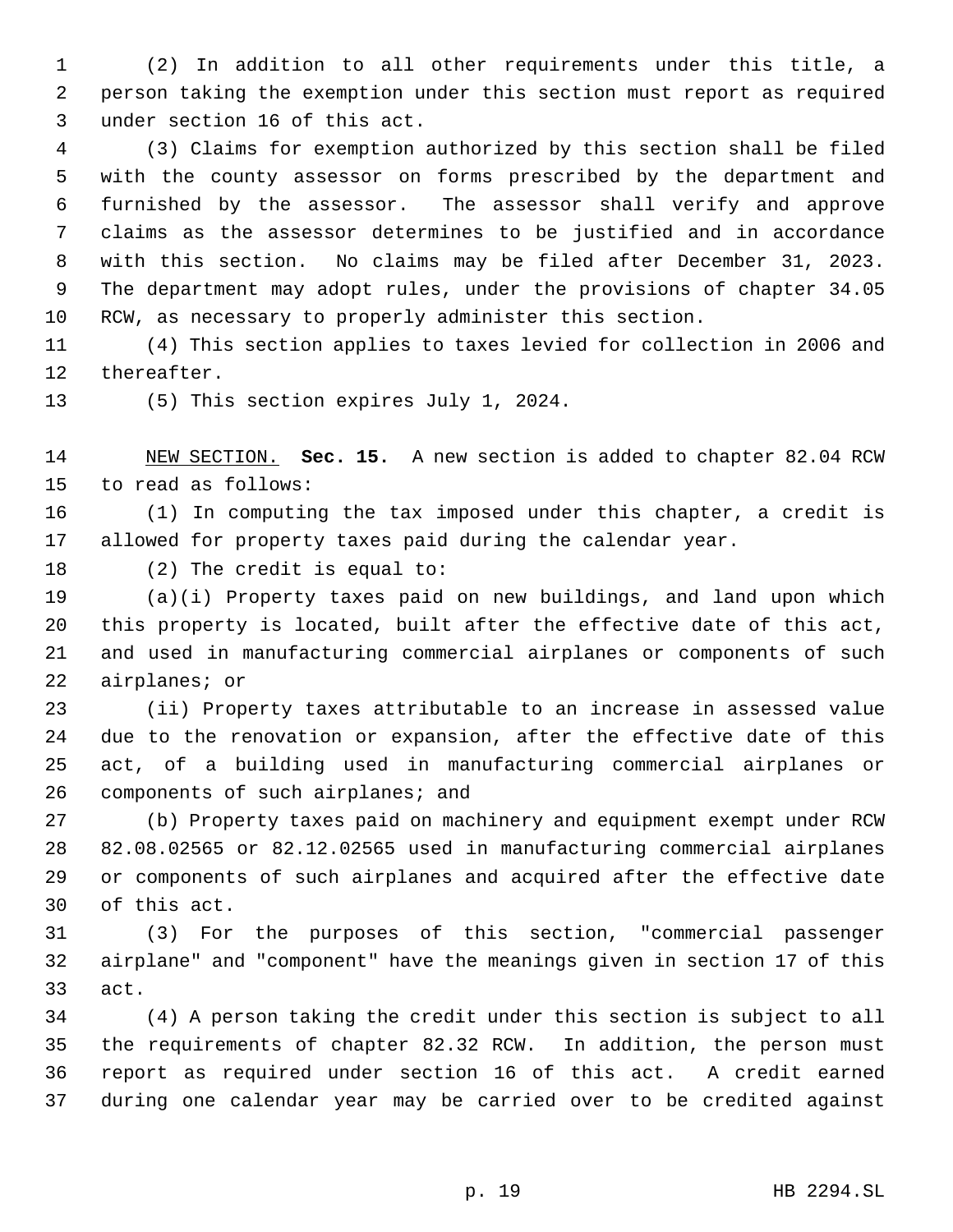(2) In addition to all other requirements under this title, a person taking the exemption under this section must report as required under section 16 of this act.

(3) Claims for exemption authorized by this section shall be filed with the county assessor on forms prescribed by the department and furnished by the assessor. The assessor shall verify and approve claims as the assessor determines to be justified and in accordance with this section. No claims may be filed after December 31, 2023. The department may adopt rules, under the provisions of chapter 34.05 RCW, as necessary to properly administer this section.

(4) This section applies to taxes levied for collection in 2006 and thereafter.

(5) This section expires July 1, 2024.

NEW SECTION. **Sec. 15.** A new section is added to chapter 82.04 RCW to read as follows:

(1) In computing the tax imposed under this chapter, a credit is allowed for property taxes paid during the calendar year.

(2) The credit is equal to:

(a)(i) Property taxes paid on new buildings, and land upon which this property is located, built after the effective date of this act, and used in manufacturing commercial airplanes or components of such airplanes; or

(ii) Property taxes attributable to an increase in assessed value due to the renovation or expansion, after the effective date of this act, of a building used in manufacturing commercial airplanes or components of such airplanes; and

(b) Property taxes paid on machinery and equipment exempt under RCW 82.08.02565 or 82.12.02565 used in manufacturing commercial airplanes or components of such airplanes and acquired after the effective date of this act.

(3) For the purposes of this section, "commercial passenger airplane" and "component" have the meanings given in section 17 of this act.

(4) A person taking the credit under this section is subject to all the requirements of chapter 82.32 RCW. In addition, the person must report as required under section 16 of this act. A credit earned during one calendar year may be carried over to be credited against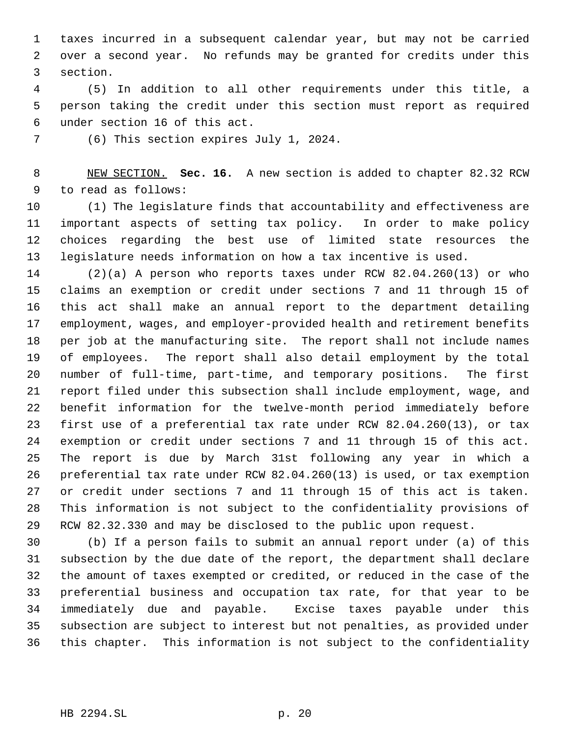taxes incurred in a subsequent calendar year, but may not be carried over a second year. No refunds may be granted for credits under this section.

(5) In addition to all other requirements under this title, a person taking the credit under this section must report as required under section 16 of this act.

(6) This section expires July 1, 2024.

NEW SECTION. **Sec. 16.** A new section is added to chapter 82.32 RCW to read as follows:

(1) The legislature finds that accountability and effectiveness are important aspects of setting tax policy. In order to make policy choices regarding the best use of limited state resources the legislature needs information on how a tax incentive is used.

(2)(a) A person who reports taxes under RCW 82.04.260(13) or who claims an exemption or credit under sections 7 and 11 through 15 of this act shall make an annual report to the department detailing employment, wages, and employer-provided health and retirement benefits per job at the manufacturing site. The report shall not include names of employees. The report shall also detail employment by the total number of full-time, part-time, and temporary positions. The first report filed under this subsection shall include employment, wage, and benefit information for the twelve-month period immediately before first use of a preferential tax rate under RCW 82.04.260(13), or tax exemption or credit under sections 7 and 11 through 15 of this act. The report is due by March 31st following any year in which a preferential tax rate under RCW 82.04.260(13) is used, or tax exemption or credit under sections 7 and 11 through 15 of this act is taken. This information is not subject to the confidentiality provisions of RCW 82.32.330 and may be disclosed to the public upon request.

(b) If a person fails to submit an annual report under (a) of this subsection by the due date of the report, the department shall declare the amount of taxes exempted or credited, or reduced in the case of the preferential business and occupation tax rate, for that year to be immediately due and payable. Excise taxes payable under this subsection are subject to interest but not penalties, as provided under this chapter. This information is not subject to the confidentiality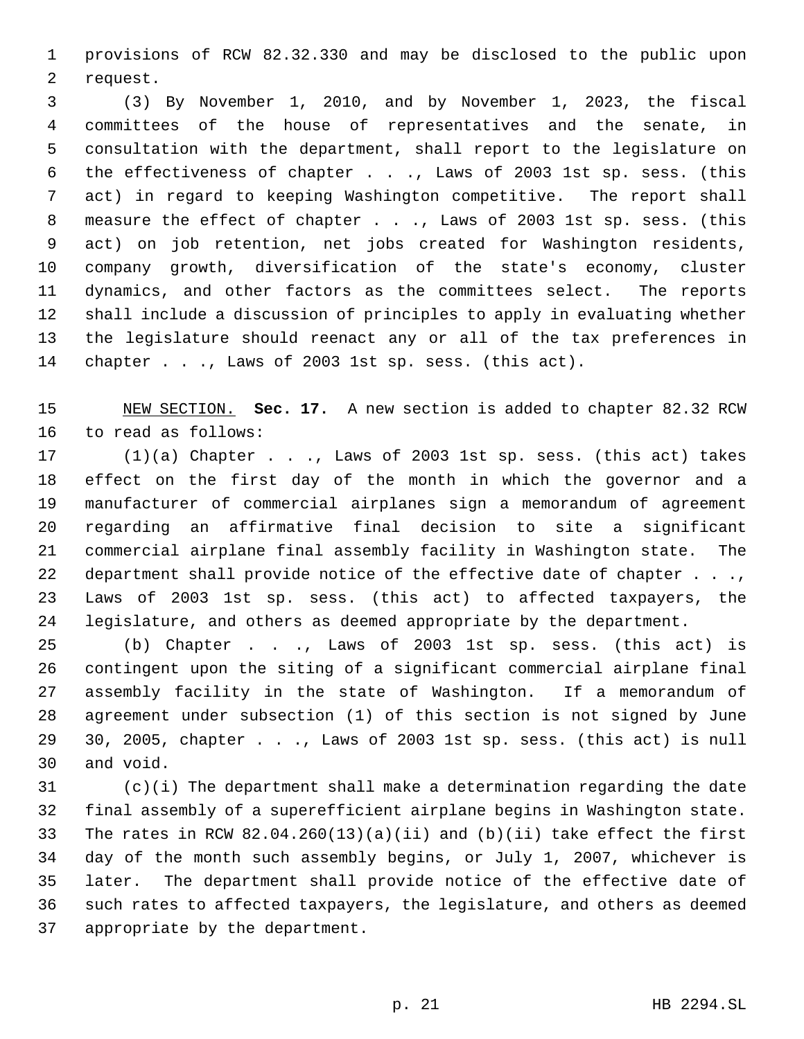provisions of RCW 82.32.330 and may be disclosed to the public upon request.

(3) By November 1, 2010, and by November 1, 2023, the fiscal committees of the house of representatives and the senate, in consultation with the department, shall report to the legislature on the effectiveness of chapter . . ., Laws of 2003 1st sp. sess. (this act) in regard to keeping Washington competitive. The report shall measure the effect of chapter . . ., Laws of 2003 1st sp. sess. (this act) on job retention, net jobs created for Washington residents, company growth, diversification of the state's economy, cluster dynamics, and other factors as the committees select. The reports shall include a discussion of principles to apply in evaluating whether the legislature should reenact any or all of the tax preferences in chapter . . ., Laws of 2003 1st sp. sess. (this act).

NEW SECTION. **Sec. 17.** A new section is added to chapter 82.32 RCW to read as follows:

(1)(a) Chapter . . ., Laws of 2003 1st sp. sess. (this act) takes effect on the first day of the month in which the governor and a manufacturer of commercial airplanes sign a memorandum of agreement regarding an affirmative final decision to site a significant commercial airplane final assembly facility in Washington state. The department shall provide notice of the effective date of chapter . . ., Laws of 2003 1st sp. sess. (this act) to affected taxpayers, the legislature, and others as deemed appropriate by the department.

(b) Chapter . . ., Laws of 2003 1st sp. sess. (this act) is contingent upon the siting of a significant commercial airplane final assembly facility in the state of Washington. If a memorandum of agreement under subsection (1) of this section is not signed by June 30, 2005, chapter . . ., Laws of 2003 1st sp. sess. (this act) is null and void.

(c)(i) The department shall make a determination regarding the date final assembly of a superefficient airplane begins in Washington state. The rates in RCW 82.04.260(13)(a)(ii) and (b)(ii) take effect the first day of the month such assembly begins, or July 1, 2007, whichever is later. The department shall provide notice of the effective date of such rates to affected taxpayers, the legislature, and others as deemed appropriate by the department.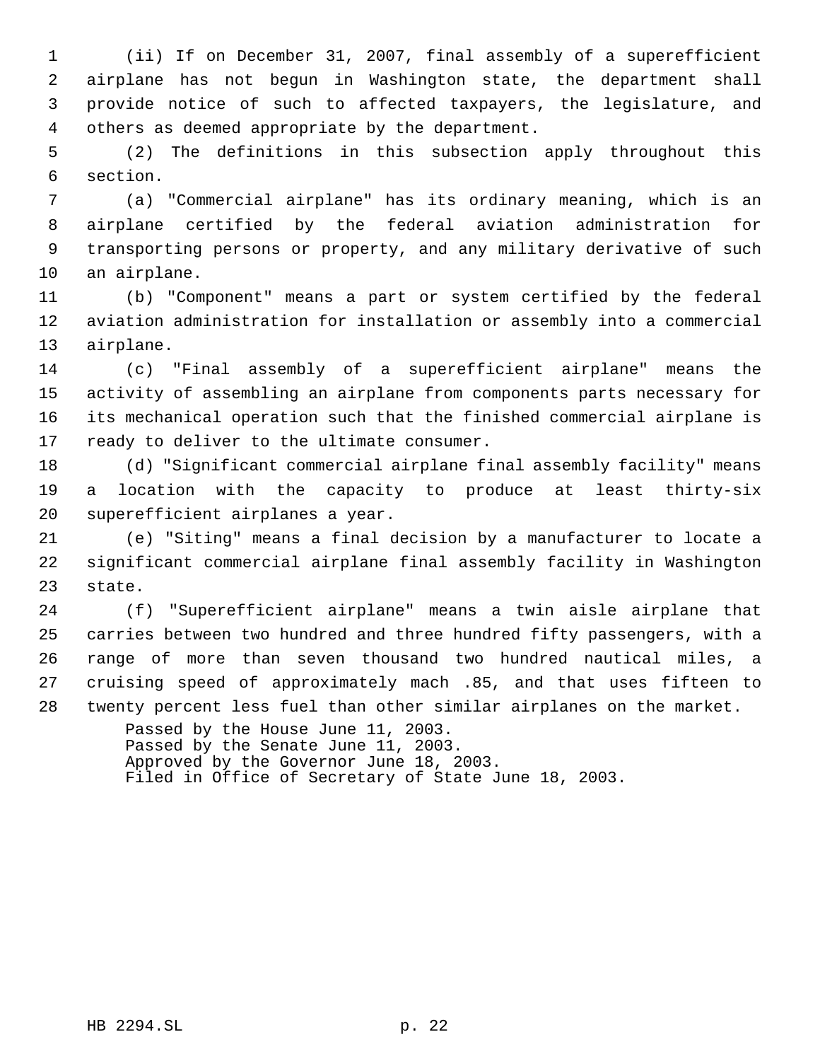(ii) If on December 31, 2007, final assembly of a superefficient airplane has not begun in Washington state, the department shall provide notice of such to affected taxpayers, the legislature, and others as deemed appropriate by the department.

(2) The definitions in this subsection apply throughout this section.

(a) "Commercial airplane" has its ordinary meaning, which is an airplane certified by the federal aviation administration for transporting persons or property, and any military derivative of such an airplane.

(b) "Component" means a part or system certified by the federal aviation administration for installation or assembly into a commercial airplane.

(c) "Final assembly of a superefficient airplane" means the activity of assembling an airplane from components parts necessary for its mechanical operation such that the finished commercial airplane is ready to deliver to the ultimate consumer.

(d) "Significant commercial airplane final assembly facility" means a location with the capacity to produce at least thirty-six superefficient airplanes a year.

(e) "Siting" means a final decision by a manufacturer to locate a significant commercial airplane final assembly facility in Washington state.

(f) "Superefficient airplane" means a twin aisle airplane that carries between two hundred and three hundred fifty passengers, with a range of more than seven thousand two hundred nautical miles, a cruising speed of approximately mach .85, and that uses fifteen to twenty percent less fuel than other similar airplanes on the market.

Passed by the House June 11, 2003.
Passed by the Senate June 11, 2003.
Approved by the Governor June 18, 2003.
Filed in Office of Secretary of State June 18, 2003.